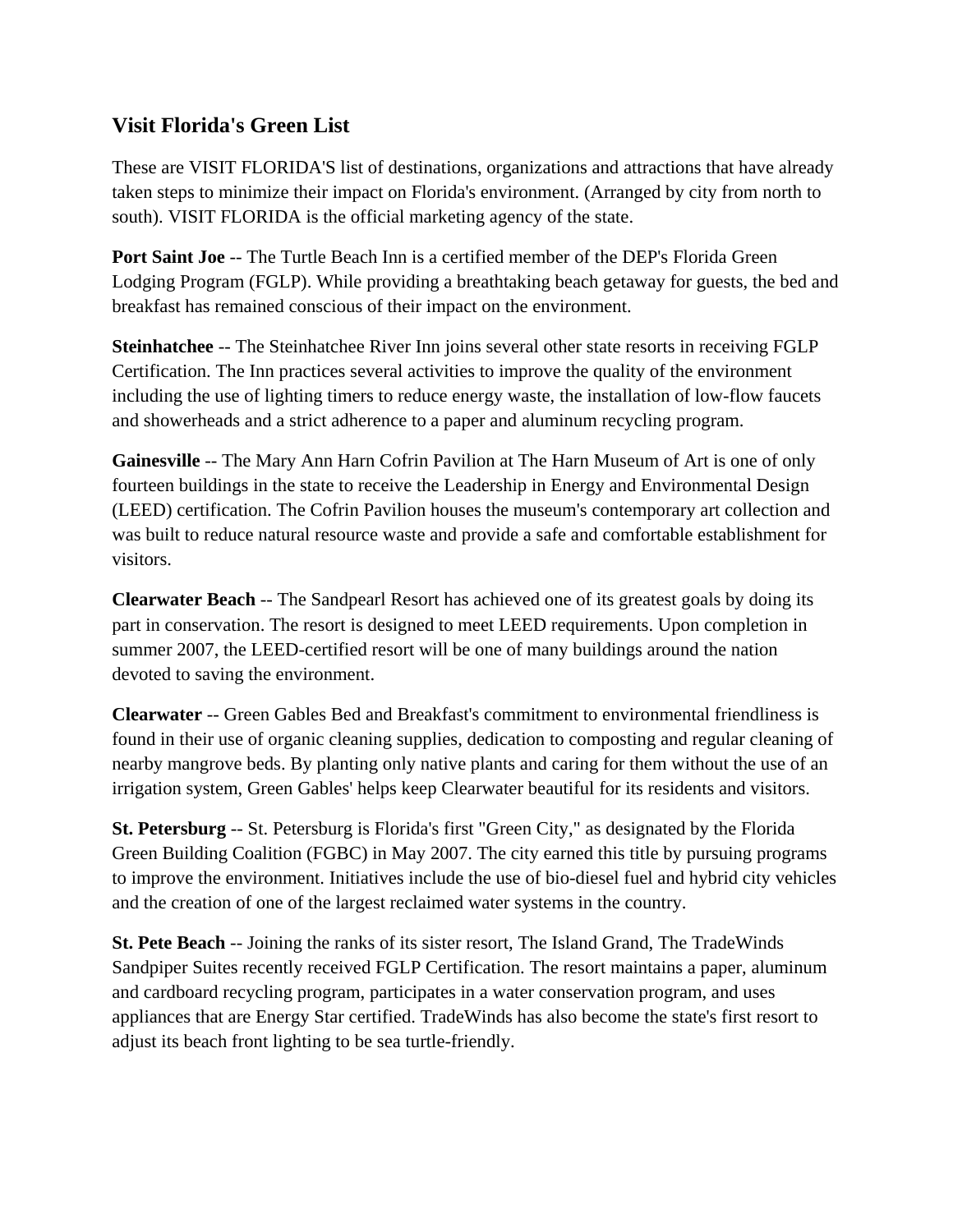## Visit Florida's Green List

These are VISIT FLORIDA'S list of destinations, organizations and attractions that have already taken steps to minimize their impact on Florida's environment. (Arranged by city from north to south). VISIT FLORIDA is the official marketing agency of the state.

**Port Saint Joe** -- The Turtle Beach Inn is a certified member of the DEP's Florida Green Lodging Program (FGLP). While providing a breathtaking beach getaway for guests, the bed and breakfast has remained conscious of their impact on the environment.

**Steinhatchee** -- The Steinhatchee River Inn joins several other state resorts in receiving FGLP Certification. The Inn practices several activities to improve the quality of the environment including the use of lighting timers to reduce energy waste, the installation of low-flow faucets and showerheads and a strict adherence to a paper and aluminum recycling program.

**Gainesville** -- The Mary Ann Harn Cofrin Pavilion at The Harn Museum of Art is one of only fourteen buildings in the state to receive the Leadership in Energy and Environmental Design (LEED) certification. The Cofrin Pavilion houses the museum's contemporary art collection and was built to reduce natural resource waste and provide a safe and comfortable establishment for visitors.

**Clearwater Beach** -- The Sandpearl Resort has achieved one of its greatest goals by doing its part in conservation. The resort is designed to meet LEED requirements. Upon completion in summer 2007, the LEED-certified resort will be one of many buildings around the nation devoted to saving the environment.

**Clearwater** -- Green Gables Bed and Breakfast's commitment to environmental friendliness is found in their use of organic cleaning supplies, dedication to composting and regular cleaning of nearby mangrove beds. By planting only native plants and caring for them without the use of an irrigation system, Green Gables' helps keep Clearwater beautiful for its residents and visitors.

**St. Petersburg** -- St. Petersburg is Florida's first "Green City," as designated by the Florida Green Building Coalition (FGBC) in May 2007. The city earned this title by pursuing programs to improve the environment. Initiatives include the use of bio-diesel fuel and hybrid city vehicles and the creation of one of the largest reclaimed water systems in the country.

**St. Pete Beach** -- Joining the ranks of its sister resort, The Island Grand, The TradeWinds Sandpiper Suites recently received FGLP Certification. The resort maintains a paper, aluminum and cardboard recycling program, participates in a water conservation program, and uses appliances that are Energy Star certified. TradeWinds has also become the state's first resort to adjust its beach front lighting to be sea turtle-friendly.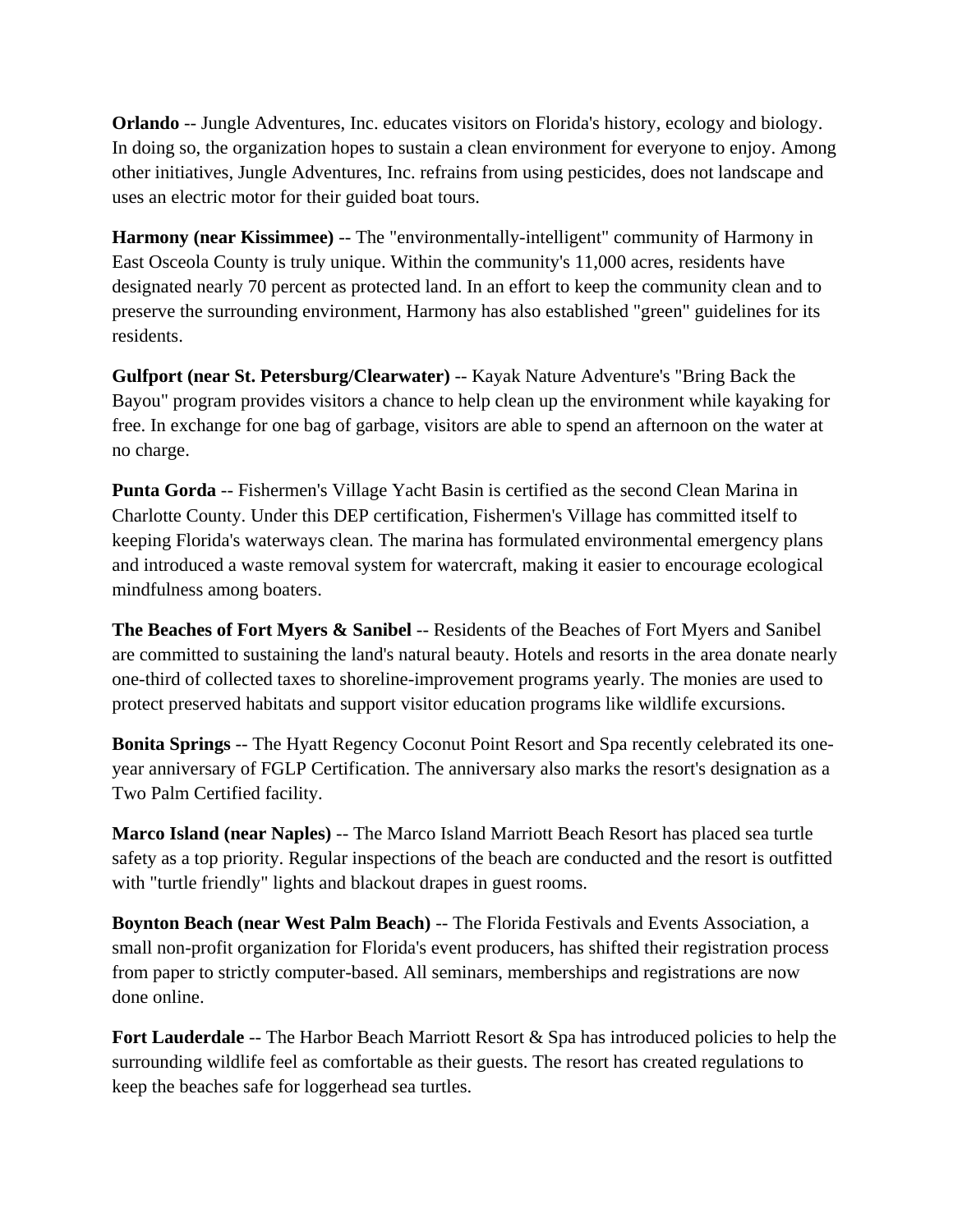**Orlando** -- Jungle Adventures, Inc. educates visitors on Florida's history, ecology and biology. In doing so, the organization hopes to sustain a clean environment for everyone to enjoy. Among other initiatives, Jungle Adventures, Inc. refrains from using pesticides, does not landscape and uses an electric motor for their guided boat tours.

**Harmony (near Kissimmee)** -- The "environmentally-intelligent" community of Harmony in East Osceola County is truly unique. Within the community's 11,000 acres, residents have designated nearly 70 percent as protected land. In an effort to keep the community clean and to preserve the surrounding environment, Harmony has also established "green" guidelines for its residents.

**Gulfport (near St. Petersburg/Clearwater)** -- Kayak Nature Adventure's "Bring Back the Bayou" program provides visitors a chance to help clean up the environment while kayaking for free. In exchange for one bag of garbage, visitors are able to spend an afternoon on the water at no charge.

**Punta Gorda** -- Fishermen's Village Yacht Basin is certified as the second Clean Marina in Charlotte County. Under this DEP certification, Fishermen's Village has committed itself to keeping Florida's waterways clean. The marina has formulated environmental emergency plans and introduced a waste removal system for watercraft, making it easier to encourage ecological mindfulness among boaters.

**The Beaches of Fort Myers & Sanibel** -- Residents of the Beaches of Fort Myers and Sanibel are committed to sustaining the land's natural beauty. Hotels and resorts in the area donate nearly one-third of collected taxes to shoreline-improvement programs yearly. The monies are used to protect preserved habitats and support visitor education programs like wildlife excursions.

**Bonita Springs** -- The Hyatt Regency Coconut Point Resort and Spa recently celebrated its one-year anniversary of FGLP Certification. The anniversary also marks the resort's designation as a Two Palm Certified facility.

**Marco Island (near Naples)** -- The Marco Island Marriott Beach Resort has placed sea turtle safety as a top priority. Regular inspections of the beach are conducted and the resort is outfitted with "turtle friendly" lights and blackout drapes in guest rooms.

**Boynton Beach (near West Palm Beach)** -- The Florida Festivals and Events Association, a small non-profit organization for Florida's event producers, has shifted their registration process from paper to strictly computer-based. All seminars, memberships and registrations are now done online.

**Fort Lauderdale** -- The Harbor Beach Marriott Resort & Spa has introduced policies to help the surrounding wildlife feel as comfortable as their guests. The resort has created regulations to keep the beaches safe for loggerhead sea turtles.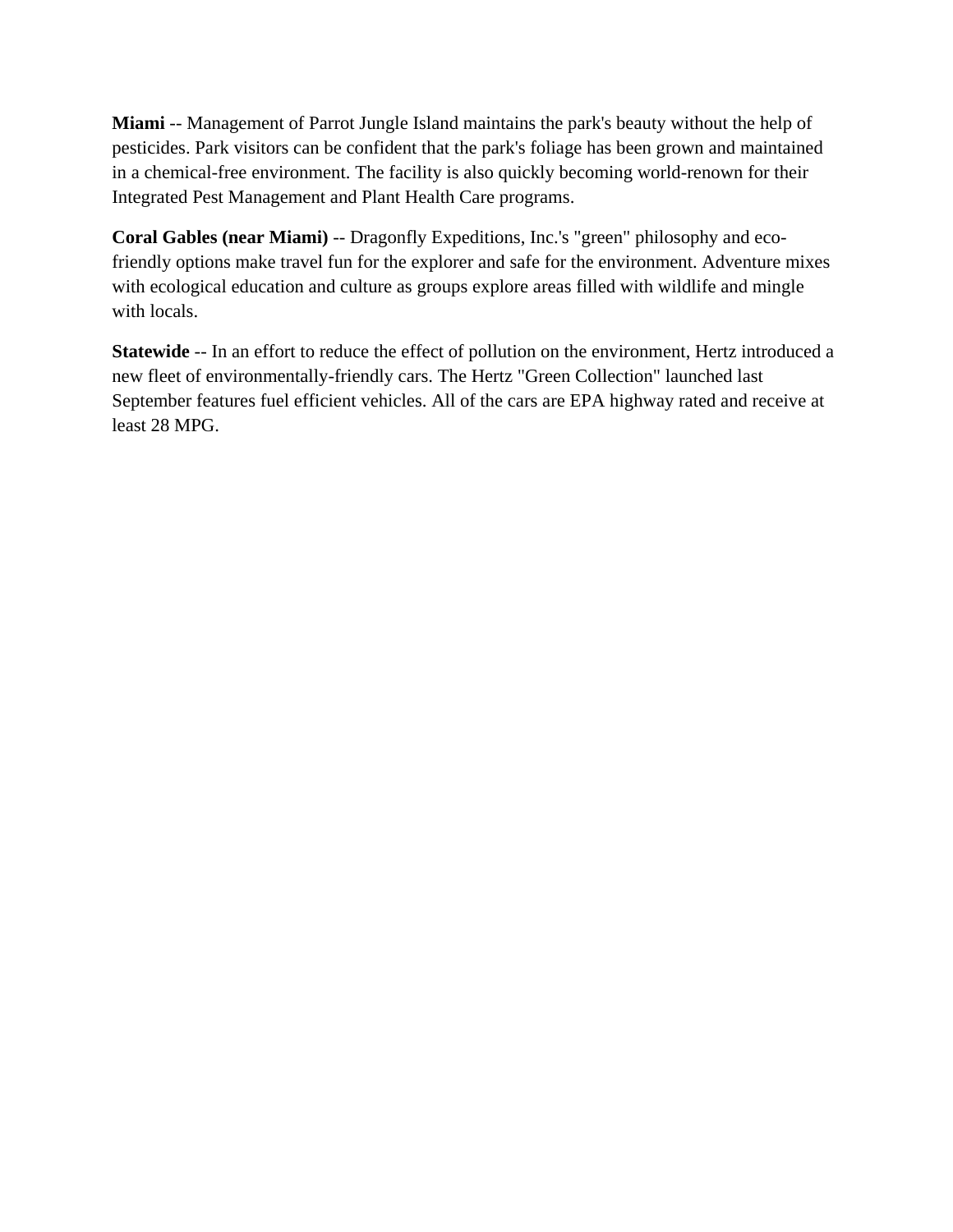**Miami** -- Management of Parrot Jungle Island maintains the park's beauty without the help of pesticides. Park visitors can be confident that the park's foliage has been grown and maintained in a chemical-free environment. The facility is also quickly becoming world-renown for their Integrated Pest Management and Plant Health Care programs.

**Coral Gables (near Miami)** -- Dragonfly Expeditions, Inc.'s "green" philosophy and eco-friendly options make travel fun for the explorer and safe for the environment. Adventure mixes with ecological education and culture as groups explore areas filled with wildlife and mingle with locals.

**Statewide** -- In an effort to reduce the effect of pollution on the environment, Hertz introduced a new fleet of environmentally-friendly cars. The Hertz "Green Collection" launched last September features fuel efficient vehicles. All of the cars are EPA highway rated and receive at least 28 MPG.